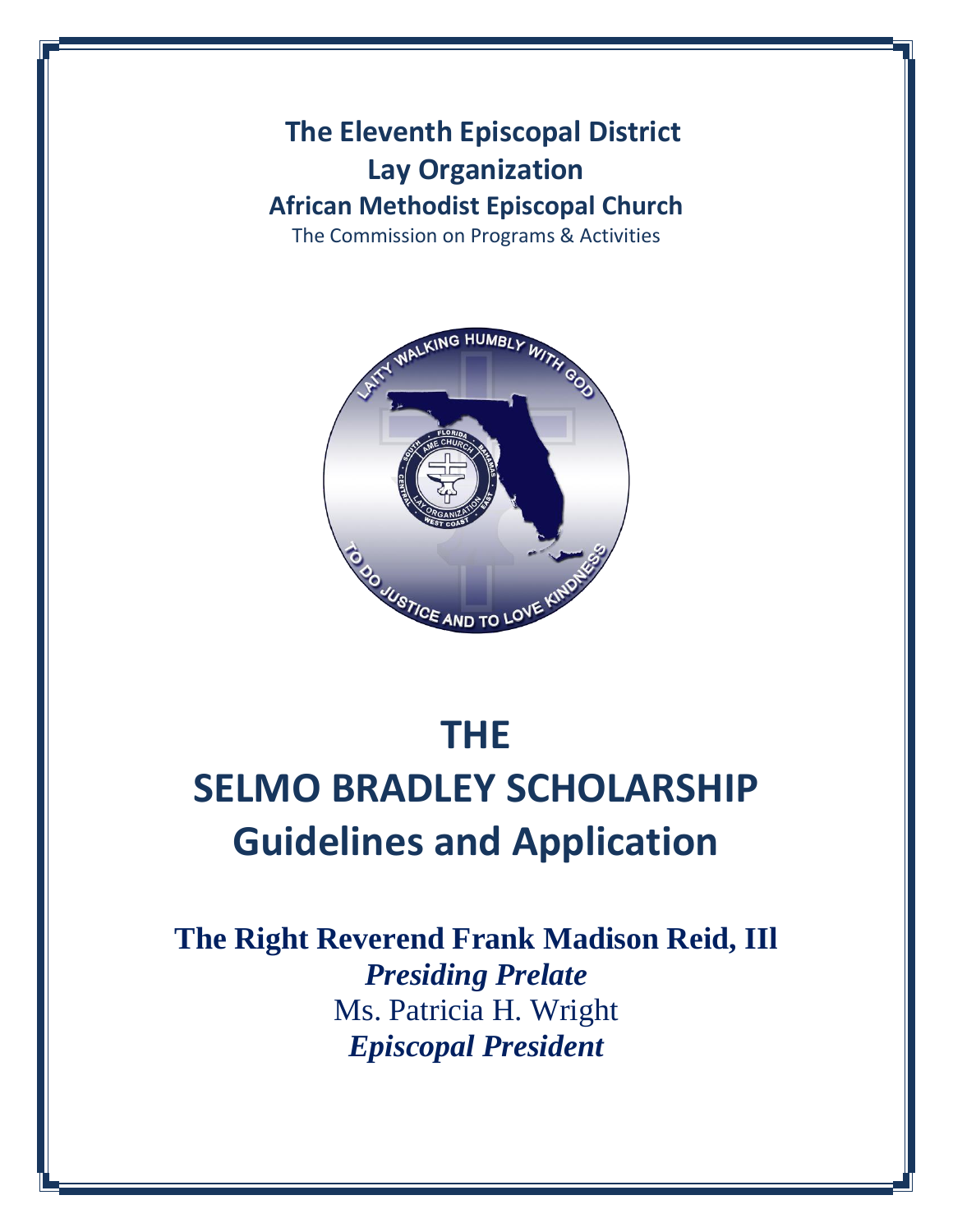**The Eleventh Episcopal District**
**Lay Organization**
**African Methodist Episcopal Church**
The Commission on Programs & Activities

# THE
# SELMO BRADLEY SCHOLARSHIP
# Guidelines and Application

**The Right Reverend Frank Madison Reid, IIl**
***Presiding Prelate***
Ms. Patricia H. Wright
***Episcopal President***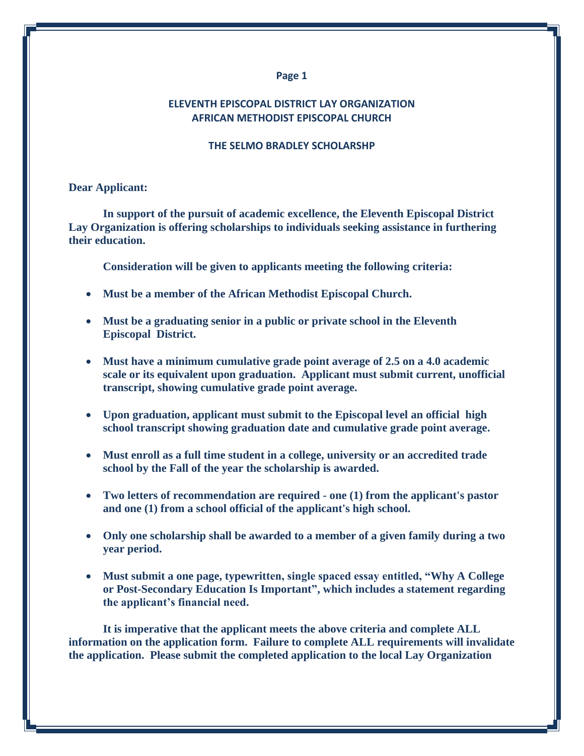## ELEVENTH EPISCOPAL DISTRICT LAY ORGANIZATION
## AFRICAN METHODIST EPISCOPAL CHURCH

### THE SELMO BRADLEY SCHOLARSHP

**Dear Applicant:**

**In support of the pursuit of academic excellence, the Eleventh Episcopal District Lay Organization is offering scholarships to individuals seeking assistance in furthering their education.**

**Consideration will be given to applicants meeting the following criteria:**

- **Must be a member of the African Methodist Episcopal Church.**
- **Must be a graduating senior in a public or private school in the Eleventh Episcopal District.**
- **Must have a minimum cumulative grade point average of 2.5 on a 4.0 academic scale or its equivalent upon graduation. Applicant must submit current, unofficial transcript, showing cumulative grade point average.**
- **Upon graduation, applicant must submit to the Episcopal level an official high school transcript showing graduation date and cumulative grade point average.**
- **Must enroll as a full time student in a college, university or an accredited trade school by the Fall of the year the scholarship is awarded.**
- **Two letters of recommendation are required - one (1) from the applicant's pastor and one (1) from a school official of the applicant's high school.**
- **Only one scholarship shall be awarded to a member of a given family during a two year period.**
- **Must submit a one page, typewritten, single spaced essay entitled, "Why A College or Post-Secondary Education Is Important", which includes a statement regarding the applicant's financial need.**

**It is imperative that the applicant meets the above criteria and complete ALL information on the application form. Failure to complete ALL requirements will invalidate the application. Please submit the completed application to the local Lay Organization**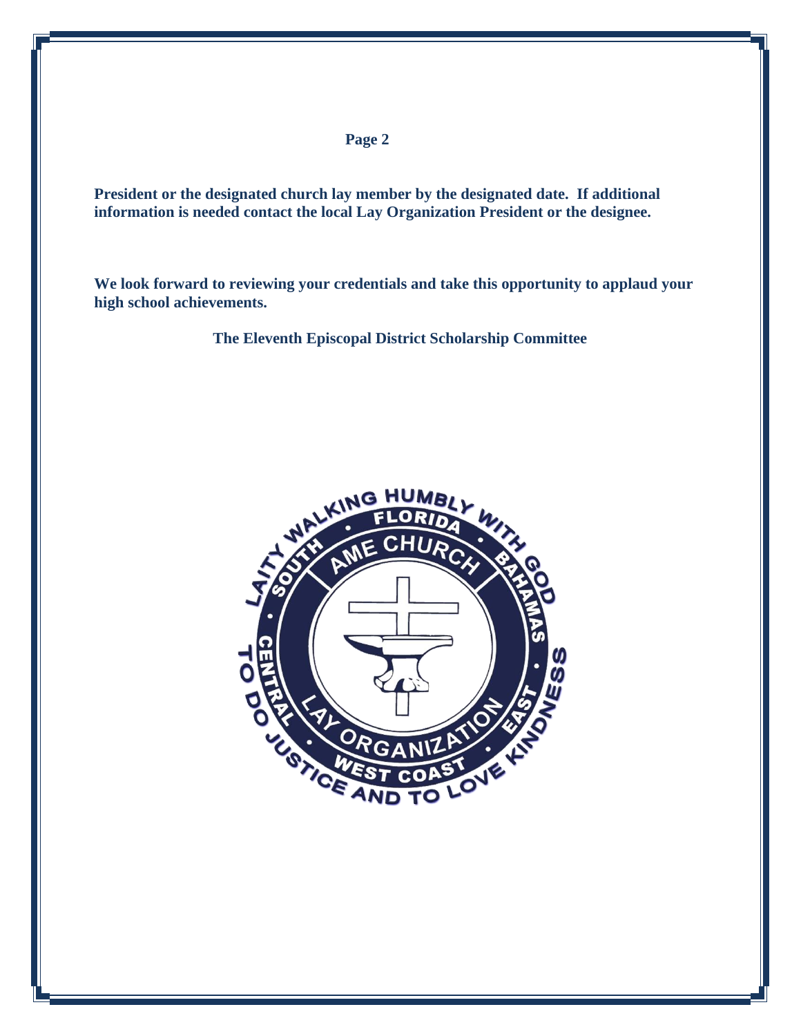**President or the designated church lay member by the designated date. If additional information is needed contact the local Lay Organization President or the designee.**

**We look forward to reviewing your credentials and take this opportunity to applaud your high school achievements.**

**The Eleventh Episcopal District Scholarship Committee**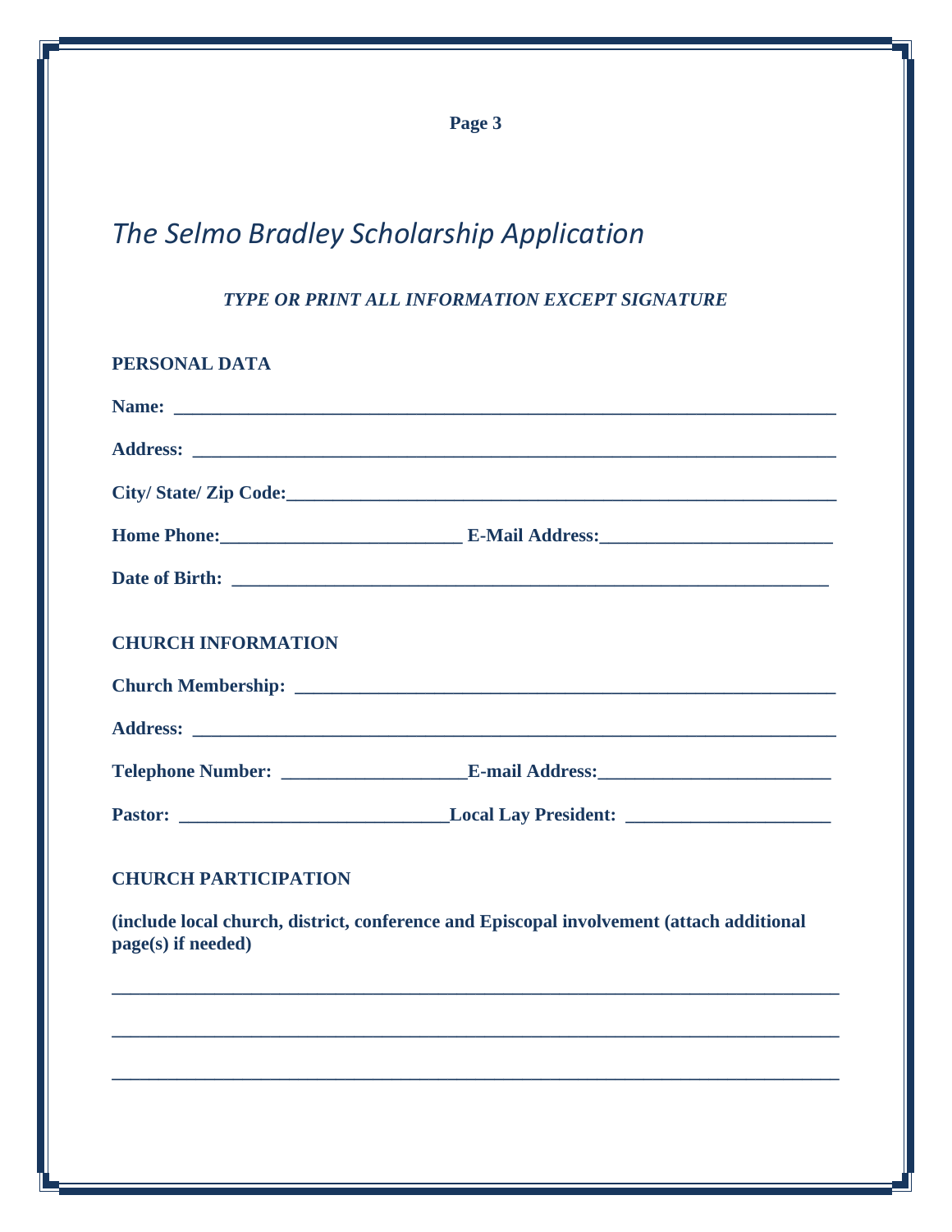# *The Selmo Bradley Scholarship Application*

***TYPE OR PRINT ALL INFORMATION EXCEPT SIGNATURE***

**PERSONAL DATA**

**Name:** ______________________________________________________________________

**Address:** ____________________________________________________________________

**City/ State/ Zip Code:**__________________________________________________________

**Home Phone:**__________________________ **E-Mail Address:**________________________

**Date of Birth:** _________________________________________________________________

**CHURCH INFORMATION**

**Church Membership:** ____________________________________________________________

**Address:** ____________________________________________________________________

**Telephone Number:** ____________________**E-mail Address:**_________________________

**Pastor:** _____________________________**Local Lay President:** _____________________

**CHURCH PARTICIPATION**

**(include local church, district, conference and Episcopal involvement (attach additional page(s) if needed)**

_________________________________________________________________________________

_________________________________________________________________________________

_________________________________________________________________________________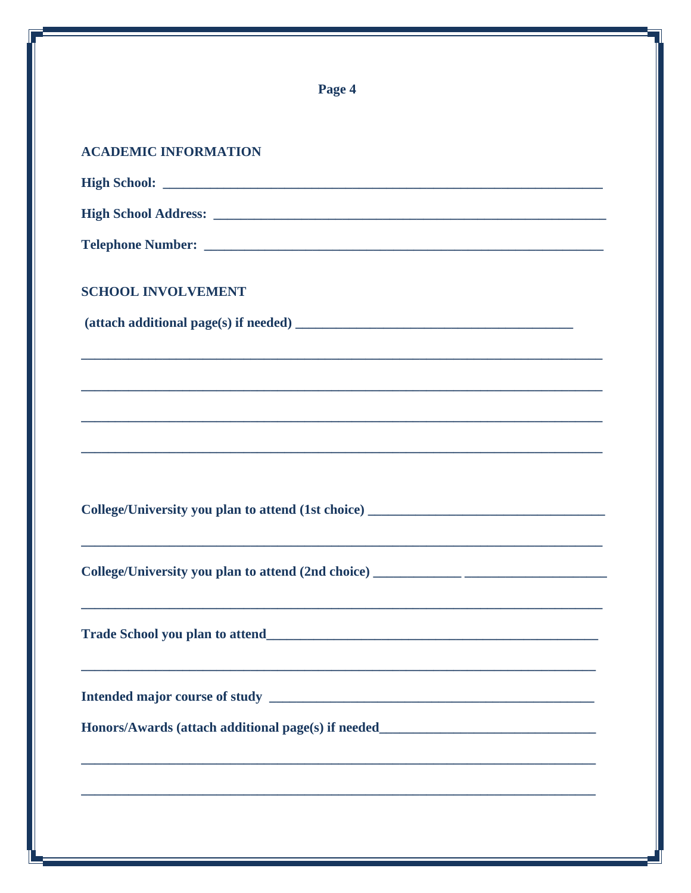## ACADEMIC INFORMATION

**High School:** ___________________________________________________________

**High School Address:** ______________________________________________________

**Telephone Number:** ________________________________________________________

## SCHOOL INVOLVEMENT

**(attach additional page(s) if needed)** ________________________________________

___________________________________________________________________________

___________________________________________________________________________

___________________________________________________________________________

___________________________________________________________________________

**College/University you plan to attend (1st choice)** _______________________________

___________________________________________________________________________

**College/University you plan to attend (2nd choice)** ____________ ___________________

___________________________________________________________________________

**Trade School you plan to attend**_________________________________________________

___________________________________________________________________________

**Intended major course of study** _________________________________________________

**Honors/Awards (attach additional page(s) if needed**______________________________

___________________________________________________________________________

___________________________________________________________________________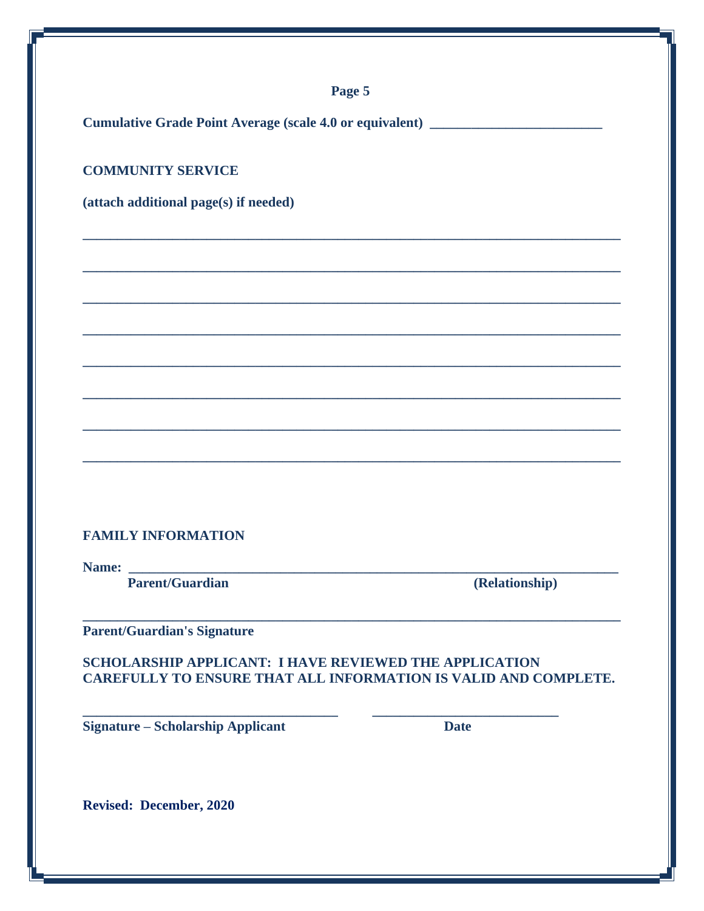**Cumulative Grade Point Average (scale 4.0 or equivalent)** ________________________

## COMMUNITY SERVICE

**(attach additional page(s) if needed)**

________________________________________________________________________

________________________________________________________________________

________________________________________________________________________

________________________________________________________________________

________________________________________________________________________

________________________________________________________________________

________________________________________________________________________

________________________________________________________________________

## FAMILY INFORMATION

**Name:** ________________________________________________________________

**Parent/Guardian** **(Relationship)**

________________________________________________________________________

**Parent/Guardian's Signature**

**SCHOLARSHIP APPLICANT: I HAVE REVIEWED THE APPLICATION CAREFULLY TO ENSURE THAT ALL INFORMATION IS VALID AND COMPLETE.**

________________________________ ________________________

**Signature – Scholarship Applicant** **Date**

**Revised: December, 2020**